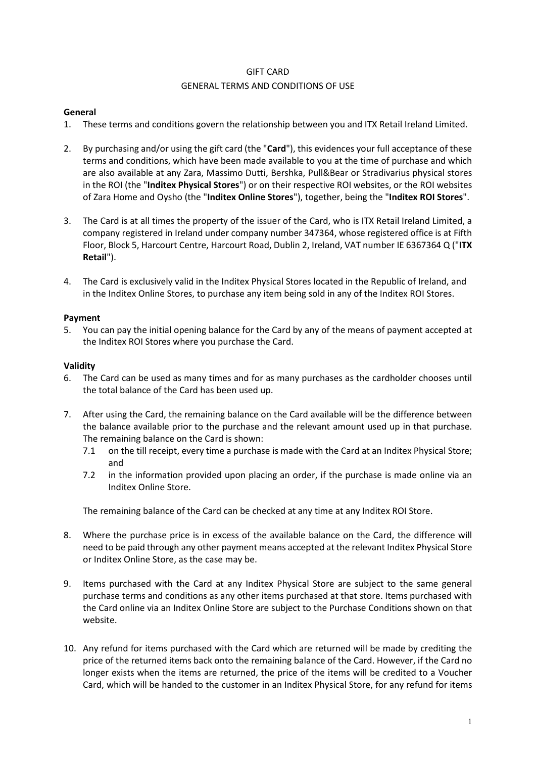GIFT CARD

GENERAL TERMS AND CONDITIONS OF USE

**General**

1. These terms and conditions govern the relationship between you and ITX Retail Ireland Limited.

2. By purchasing and/or using the gift card (the "**Card**"), this evidences your full acceptance of these terms and conditions, which have been made available to you at the time of purchase and which are also available at any Zara, Massimo Dutti, Bershka, Pull&Bear or Stradivarius physical stores in the ROI (the "**Inditex Physical Stores**") or on their respective ROI websites, or the ROI websites of Zara Home and Oysho (the "**Inditex Online Stores**"), together, being the "**Inditex ROI Stores**".

3. The Card is at all times the property of the issuer of the Card, who is ITX Retail Ireland Limited, a company registered in Ireland under company number 347364, whose registered office is at Fifth Floor, Block 5, Harcourt Centre, Harcourt Road, Dublin 2, Ireland, VAT number IE 6367364 Q ("**ITX Retail**").

4. The Card is exclusively valid in the Inditex Physical Stores located in the Republic of Ireland, and in the Inditex Online Stores, to purchase any item being sold in any of the Inditex ROI Stores.

**Payment**

5. You can pay the initial opening balance for the Card by any of the means of payment accepted at the Inditex ROI Stores where you purchase the Card.

**Validity**

6. The Card can be used as many times and for as many purchases as the cardholder chooses until the total balance of the Card has been used up.

7. After using the Card, the remaining balance on the Card available will be the difference between the balance available prior to the purchase and the relevant amount used up in that purchase. The remaining balance on the Card is shown:
   - 7.1 on the till receipt, every time a purchase is made with the Card at an Inditex Physical Store; and
   - 7.2 in the information provided upon placing an order, if the purchase is made online via an Inditex Online Store.

   The remaining balance of the Card can be checked at any time at any Inditex ROI Store.

8. Where the purchase price is in excess of the available balance on the Card, the difference will need to be paid through any other payment means accepted at the relevant Inditex Physical Store or Inditex Online Store, as the case may be.

9. Items purchased with the Card at any Inditex Physical Store are subject to the same general purchase terms and conditions as any other items purchased at that store. Items purchased with the Card online via an Inditex Online Store are subject to the Purchase Conditions shown on that website.

10. Any refund for items purchased with the Card which are returned will be made by crediting the price of the returned items back onto the remaining balance of the Card. However, if the Card no longer exists when the items are returned, the price of the items will be credited to a Voucher Card, which will be handed to the customer in an Inditex Physical Store, for any refund for items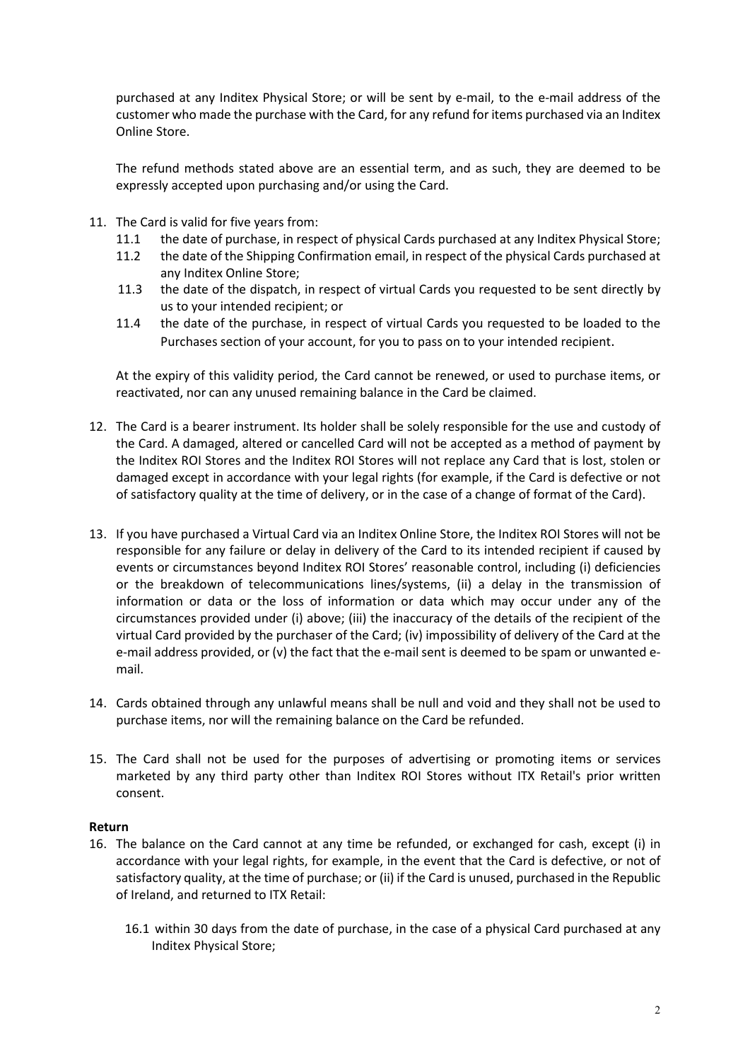purchased at any Inditex Physical Store; or will be sent by e-mail, to the e-mail address of the customer who made the purchase with the Card, for any refund for items purchased via an Inditex Online Store.

The refund methods stated above are an essential term, and as such, they are deemed to be expressly accepted upon purchasing and/or using the Card.

11. The Card is valid for five years from:
    11.1 the date of purchase, in respect of physical Cards purchased at any Inditex Physical Store;
    11.2 the date of the Shipping Confirmation email, in respect of the physical Cards purchased at any Inditex Online Store;
    11.3 the date of the dispatch, in respect of virtual Cards you requested to be sent directly by us to your intended recipient; or
    11.4 the date of the purchase, in respect of virtual Cards you requested to be loaded to the Purchases section of your account, for you to pass on to your intended recipient.

    At the expiry of this validity period, the Card cannot be renewed, or used to purchase items, or reactivated, nor can any unused remaining balance in the Card be claimed.

12. The Card is a bearer instrument. Its holder shall be solely responsible for the use and custody of the Card. A damaged, altered or cancelled Card will not be accepted as a method of payment by the Inditex ROI Stores and the Inditex ROI Stores will not replace any Card that is lost, stolen or damaged except in accordance with your legal rights (for example, if the Card is defective or not of satisfactory quality at the time of delivery, or in the case of a change of format of the Card).

13. If you have purchased a Virtual Card via an Inditex Online Store, the Inditex ROI Stores will not be responsible for any failure or delay in delivery of the Card to its intended recipient if caused by events or circumstances beyond Inditex ROI Stores' reasonable control, including (i) deficiencies or the breakdown of telecommunications lines/systems, (ii) a delay in the transmission of information or data or the loss of information or data which may occur under any of the circumstances provided under (i) above; (iii) the inaccuracy of the details of the recipient of the virtual Card provided by the purchaser of the Card; (iv) impossibility of delivery of the Card at the e-mail address provided, or (v) the fact that the e-mail sent is deemed to be spam or unwanted e-mail.

14. Cards obtained through any unlawful means shall be null and void and they shall not be used to purchase items, nor will the remaining balance on the Card be refunded.

15. The Card shall not be used for the purposes of advertising or promoting items or services marketed by any third party other than Inditex ROI Stores without ITX Retail's prior written consent.

**Return**

16. The balance on the Card cannot at any time be refunded, or exchanged for cash, except (i) in accordance with your legal rights, for example, in the event that the Card is defective, or not of satisfactory quality, at the time of purchase; or (ii) if the Card is unused, purchased in the Republic of Ireland, and returned to ITX Retail:

    16.1 within 30 days from the date of purchase, in the case of a physical Card purchased at any Inditex Physical Store;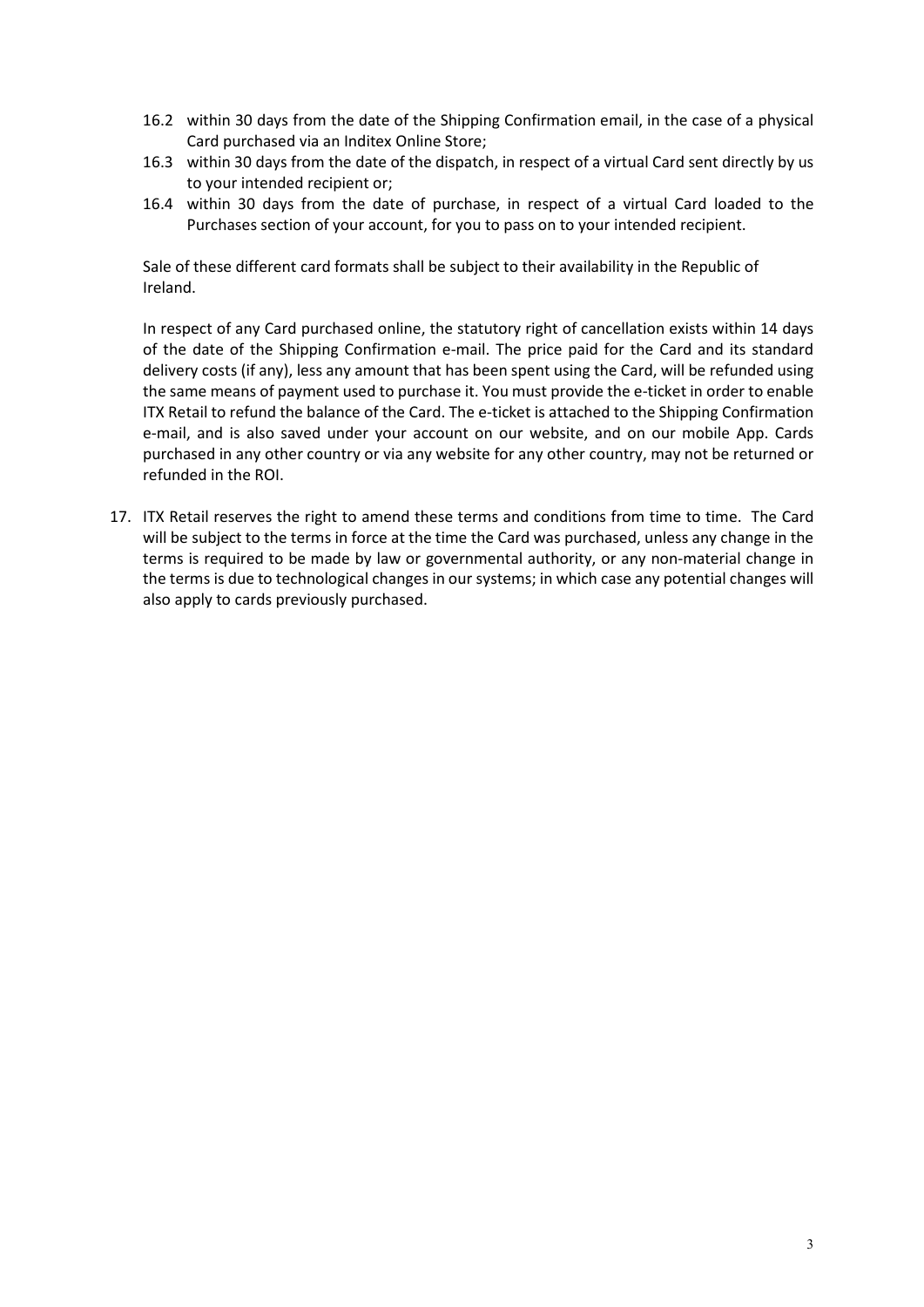16.2 within 30 days from the date of the Shipping Confirmation email, in the case of a physical Card purchased via an Inditex Online Store;

16.3 within 30 days from the date of the dispatch, in respect of a virtual Card sent directly by us to your intended recipient or;

16.4 within 30 days from the date of purchase, in respect of a virtual Card loaded to the Purchases section of your account, for you to pass on to your intended recipient.

Sale of these different card formats shall be subject to their availability in the Republic of Ireland.

In respect of any Card purchased online, the statutory right of cancellation exists within 14 days of the date of the Shipping Confirmation e-mail. The price paid for the Card and its standard delivery costs (if any), less any amount that has been spent using the Card, will be refunded using the same means of payment used to purchase it. You must provide the e-ticket in order to enable ITX Retail to refund the balance of the Card. The e-ticket is attached to the Shipping Confirmation e-mail, and is also saved under your account on our website, and on our mobile App. Cards purchased in any other country or via any website for any other country, may not be returned or refunded in the ROI.

17. ITX Retail reserves the right to amend these terms and conditions from time to time. The Card will be subject to the terms in force at the time the Card was purchased, unless any change in the terms is required to be made by law or governmental authority, or any non-material change in the terms is due to technological changes in our systems; in which case any potential changes will also apply to cards previously purchased.